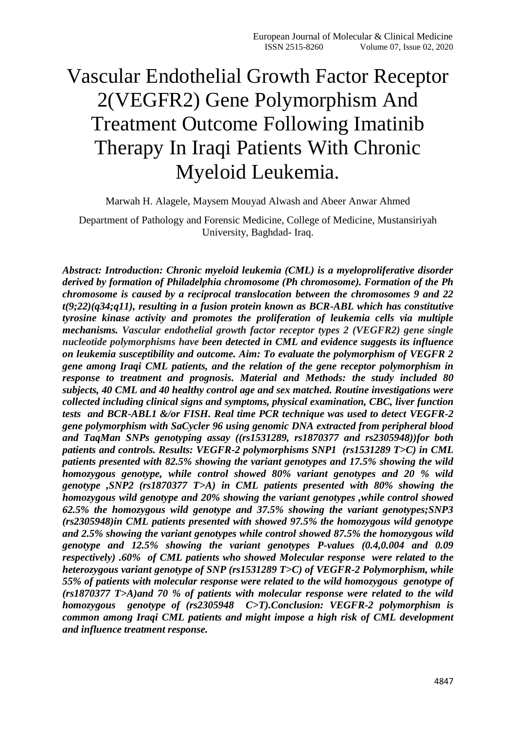# Vascular Endothelial Growth Factor Receptor 2(VEGFR2) Gene Polymorphism And Treatment Outcome Following Imatinib Therapy In Iraqi Patients With Chronic Myeloid Leukemia.

Marwah H. Alagele, Maysem Mouyad Alwash and Abeer Anwar Ahmed

Department of Pathology and Forensic Medicine, College of Medicine, Mustansiriyah University, Baghdad- Iraq.

***Abstract: Introduction: Chronic myeloid leukemia (CML) is a myeloproliferative disorder derived by formation of Philadelphia chromosome (Ph chromosome). Formation of the Ph chromosome is caused by a reciprocal translocation between the chromosomes 9 and 22 t(9;22)(q34;q11), resulting in a fusion protein known as BCR-ABL which has constitutive tyrosine kinase activity and promotes the proliferation of leukemia cells via multiple mechanisms. Vascular endothelial growth factor receptor types 2 (VEGFR2) gene single nucleotide polymorphisms have been detected in CML and evidence suggests its influence on leukemia susceptibility and outcome. Aim: To evaluate the polymorphism of VEGFR 2 gene among Iraqi CML patients, and the relation of the gene receptor polymorphism in response to treatment and prognosis. Material and Methods: the study included 80 subjects, 40 CML and 40 healthy control age and sex matched. Routine investigations were collected including clinical signs and symptoms, physical examination, CBC, liver function tests and BCR-ABL1 &/or FISH. Real time PCR technique was used to detect VEGFR-2 gene polymorphism with SaCycler 96 using genomic DNA extracted from peripheral blood and TaqMan SNPs genotyping assay ((rs1531289, rs1870377 and rs2305948))for both patients and controls. Results: VEGFR-2 polymorphisms SNP1 (rs1531289 T>C) in CML patients presented with 82.5% showing the variant genotypes and 17.5% showing the wild homozygous genotype, while control showed 80% variant genotypes and 20 % wild genotype ,SNP2 (rs1870377 T>A) in CML patients presented with 80% showing the homozygous wild genotype and 20% showing the variant genotypes ,while control showed 62.5% the homozygous wild genotype and 37.5% showing the variant genotypes;SNP3 (rs2305948)in CML patients presented with showed 97.5% the homozygous wild genotype and 2.5% showing the variant genotypes while control showed 87.5% the homozygous wild genotype and 12.5% showing the variant genotypes P-values (0.4,0.004 and 0.09 respectively) .60% of CML patients who showed Molecular response were related to the heterozygous variant genotype of SNP (rs1531289 T>C) of VEGFR-2 Polymorphism, while 55% of patients with molecular response were related to the wild homozygous genotype of (rs1870377 T>A)and 70 % of patients with molecular response were related to the wild homozygous genotype of (rs2305948 C>T).Conclusion: VEGFR-2 polymorphism is common among Iraqi CML patients and might impose a high risk of CML development and influence treatment response.***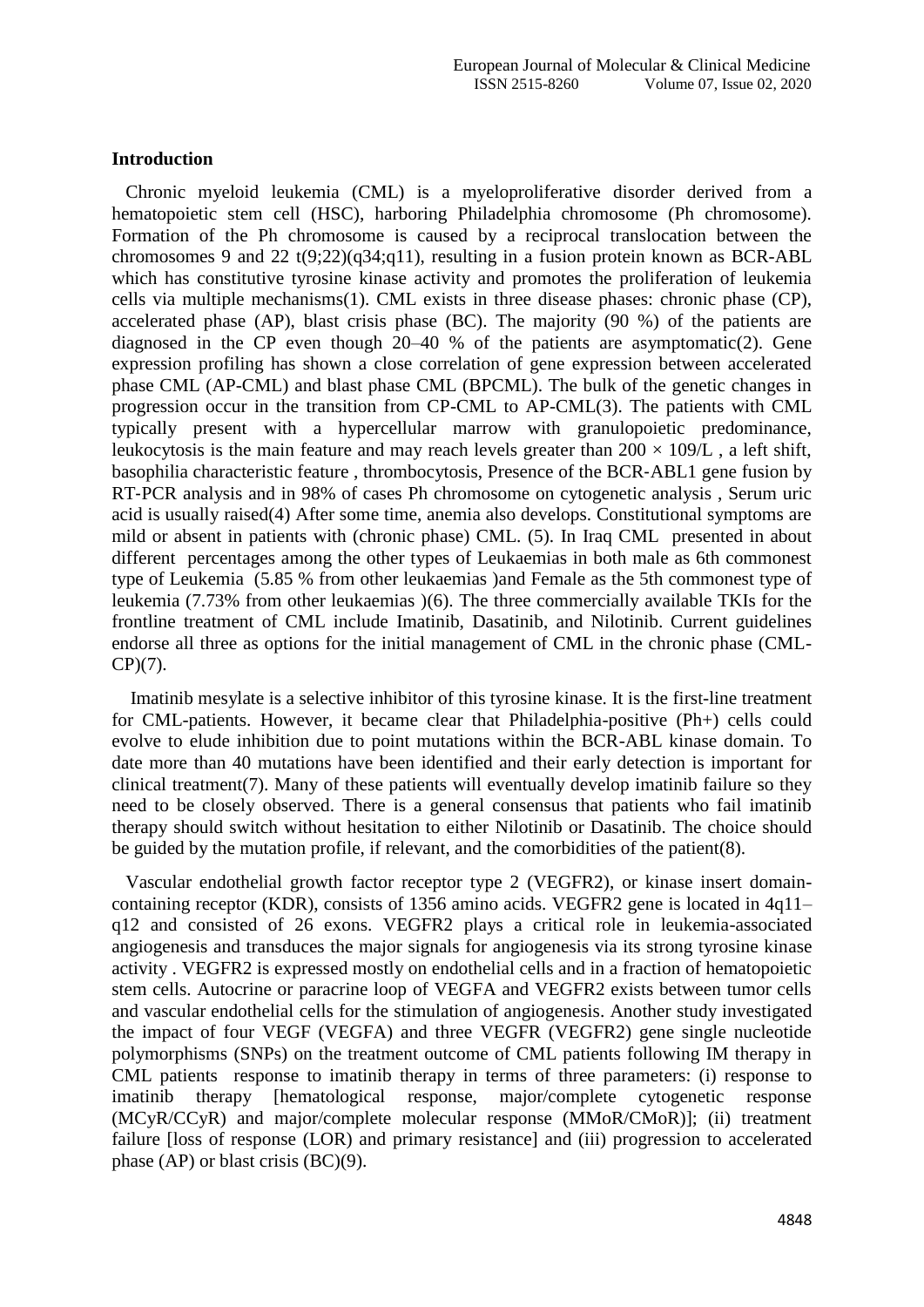## Introduction

Chronic myeloid leukemia (CML) is a myeloproliferative disorder derived from a hematopoietic stem cell (HSC), harboring Philadelphia chromosome (Ph chromosome). Formation of the Ph chromosome is caused by a reciprocal translocation between the chromosomes 9 and 22 t(9;22)(q34;q11), resulting in a fusion protein known as BCR-ABL which has constitutive tyrosine kinase activity and promotes the proliferation of leukemia cells via multiple mechanisms(1). CML exists in three disease phases: chronic phase (CP), accelerated phase (AP), blast crisis phase (BC). The majority (90 %) of the patients are diagnosed in the CP even though 20–40 % of the patients are asymptomatic(2). Gene expression profiling has shown a close correlation of gene expression between accelerated phase CML (AP-CML) and blast phase CML (BPCML). The bulk of the genetic changes in progression occur in the transition from CP-CML to AP-CML(3). The patients with CML typically present with a hypercellular marrow with granulopoietic predominance, leukocytosis is the main feature and may reach levels greater than $200 \times 109/L$ , a left shift, basophilia characteristic feature , thrombocytosis, Presence of the BCR-ABL1 gene fusion by RT-PCR analysis and in 98% of cases Ph chromosome on cytogenetic analysis , Serum uric acid is usually raised(4) After some time, anemia also develops. Constitutional symptoms are mild or absent in patients with (chronic phase) CML. (5). In Iraq CML presented in about different percentages among the other types of Leukaemias in both male as 6th commonest type of Leukemia (5.85 % from other leukaemias )and Female as the 5th commonest type of leukemia (7.73% from other leukaemias )(6). The three commercially available TKIs for the frontline treatment of CML include Imatinib, Dasatinib, and Nilotinib. Current guidelines endorse all three as options for the initial management of CML in the chronic phase (CML-CP)(7).

Imatinib mesylate is a selective inhibitor of this tyrosine kinase. It is the first-line treatment for CML-patients. However, it became clear that Philadelphia-positive (Ph+) cells could evolve to elude inhibition due to point mutations within the BCR-ABL kinase domain. To date more than 40 mutations have been identified and their early detection is important for clinical treatment(7). Many of these patients will eventually develop imatinib failure so they need to be closely observed. There is a general consensus that patients who fail imatinib therapy should switch without hesitation to either Nilotinib or Dasatinib. The choice should be guided by the mutation profile, if relevant, and the comorbidities of the patient(8).

Vascular endothelial growth factor receptor type 2 (VEGFR2), or kinase insert domain-containing receptor (KDR), consists of 1356 amino acids. VEGFR2 gene is located in 4q11–q12 and consisted of 26 exons. VEGFR2 plays a critical role in leukemia-associated angiogenesis and transduces the major signals for angiogenesis via its strong tyrosine kinase activity . VEGFR2 is expressed mostly on endothelial cells and in a fraction of hematopoietic stem cells. Autocrine or paracrine loop of VEGFA and VEGFR2 exists between tumor cells and vascular endothelial cells for the stimulation of angiogenesis. Another study investigated the impact of four VEGF (VEGFA) and three VEGFR (VEGFR2) gene single nucleotide polymorphisms (SNPs) on the treatment outcome of CML patients following IM therapy in CML patients response to imatinib therapy in terms of three parameters: (i) response to imatinib therapy [hematological response, major/complete cytogenetic response (MCyR/CCyR) and major/complete molecular response (MMoR/CMoR)]; (ii) treatment failure [loss of response (LOR) and primary resistance] and (iii) progression to accelerated phase (AP) or blast crisis (BC)(9).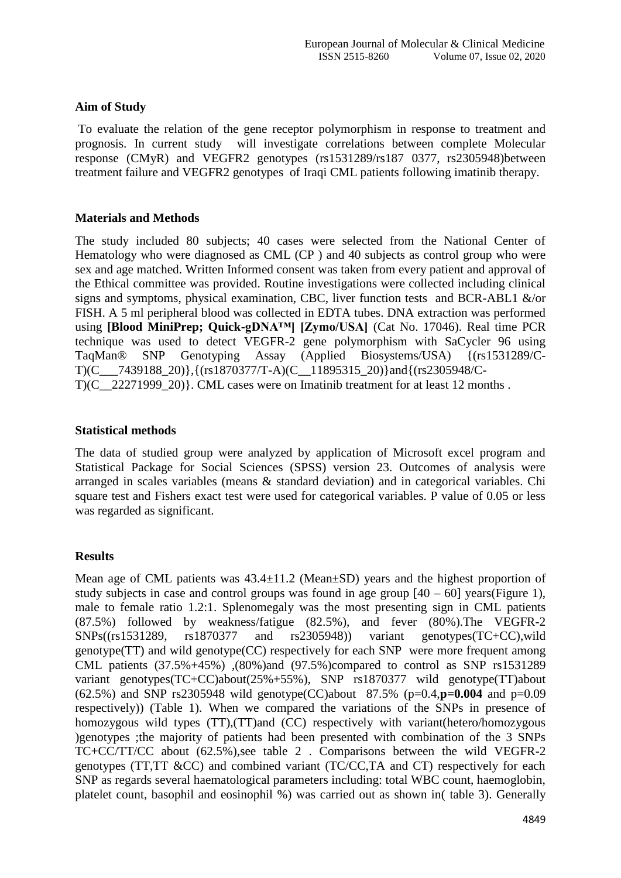**Aim of Study**

To evaluate the relation of the gene receptor polymorphism in response to treatment and prognosis. In current study will investigate correlations between complete Molecular response (CMyR) and VEGFR2 genotypes (rs1531289/rs187 0377, rs2305948)between treatment failure and VEGFR2 genotypes of Iraqi CML patients following imatinib therapy.

**Materials and Methods**

The study included 80 subjects; 40 cases were selected from the National Center of Hematology who were diagnosed as CML (CP ) and 40 subjects as control group who were sex and age matched. Written Informed consent was taken from every patient and approval of the Ethical committee was provided. Routine investigations were collected including clinical signs and symptoms, physical examination, CBC, liver function tests and BCR-ABL1 &/or FISH. A 5 ml peripheral blood was collected in EDTA tubes. DNA extraction was performed using **[Blood MiniPrep; Quick-gDNA™] [Zymo/USA]** (Cat No. 17046). Real time PCR technique was used to detect VEGFR-2 gene polymorphism with SaCycler 96 using TaqMan® SNP Genotyping Assay (Applied Biosystems/USA) {(rs1531289/C-T)(C___7439188_20)},{(rs1870377/T-A)(C__11895315_20)}and{(rs2305948/C-T)(C__22271999_20)}. CML cases were on Imatinib treatment for at least 12 months .

**Statistical methods**

The data of studied group were analyzed by application of Microsoft excel program and Statistical Package for Social Sciences (SPSS) version 23. Outcomes of analysis were arranged in scales variables (means & standard deviation) and in categorical variables. Chi square test and Fishers exact test were used for categorical variables. P value of 0.05 or less was regarded as significant.

**Results**

Mean age of CML patients was 43.4±11.2 (Mean±SD) years and the highest proportion of study subjects in case and control groups was found in age group [40 – 60] years(Figure 1), male to female ratio 1.2:1. Splenomegaly was the most presenting sign in CML patients (87.5%) followed by weakness/fatigue (82.5%), and fever (80%).The VEGFR-2 SNPs((rs1531289, rs1870377 and rs2305948)) variant genotypes(TC+CC),wild genotype(TT) and wild genotype(CC) respectively for each SNP were more frequent among CML patients (37.5%+45%) ,(80%)and (97.5%)compared to control as SNP rs1531289 variant genotypes(TC+CC)about(25%+55%), SNP rs1870377 wild genotype(TT)about (62.5%) and SNP rs2305948 wild genotype(CC)about 87.5% (p=0.4,**p=0.004** and p=0.09 respectively)) (Table 1). When we compared the variations of the SNPs in presence of homozygous wild types (TT),(TT)and (CC) respectively with variant(hetero/homozygous )genotypes ;the majority of patients had been presented with combination of the 3 SNPs TC+CC/TT/CC about (62.5%),see table 2 . Comparisons between the wild VEGFR-2 genotypes (TT,TT &CC) and combined variant (TC/CC,TA and CT) respectively for each SNP as regards several haematological parameters including: total WBC count, haemoglobin, platelet count, basophil and eosinophil %) was carried out as shown in( table 3). Generally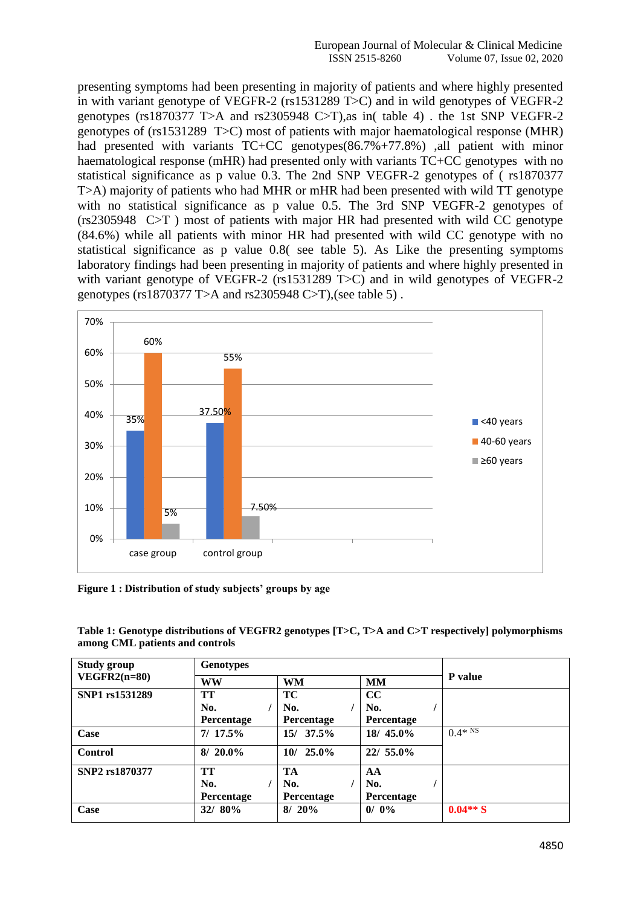presenting symptoms had been presenting in majority of patients and where highly presented in with variant genotype of VEGFR-2 (rs1531289 T>C) and in wild genotypes of VEGFR-2 genotypes (rs1870377 T>A and rs2305948 C>T),as in( table 4) . the 1st SNP VEGFR-2 genotypes of (rs1531289 T>C) most of patients with major haematological response (MHR) had presented with variants TC+CC genotypes(86.7%+77.8%) ,all patient with minor haematological response (mHR) had presented only with variants TC+CC genotypes with no statistical significance as p value 0.3. The 2nd SNP VEGFR-2 genotypes of ( rs1870377 T>A) majority of patients who had MHR or mHR had been presented with wild TT genotype with no statistical significance as p value 0.5. The 3rd SNP VEGFR-2 genotypes of (rs2305948 C>T ) most of patients with major HR had presented with wild CC genotype (84.6%) while all patients with minor HR had presented with wild CC genotype with no statistical significance as p value 0.8( see table 5). As Like the presenting symptoms laboratory findings had been presenting in majority of patients and where highly presented in with variant genotype of VEGFR-2 (rs1531289 T>C) and in wild genotypes of VEGFR-2 genotypes (rs1870377 T>A and rs2305948 C>T),(see table 5) .

**Figure 1 : Distribution of study subjects' groups by age**

**Table 1: Genotype distributions of VEGFR2 genotypes [T>C, T>A and C>T respectively] polymorphisms among CML patients and controls**

| Study group VEGFR2(n=80) | Genotypes | | | P value |
|---|---|---|---|---|
| | **WW** | **WM** | **MM** | |
| **SNP1 rs1531289** | **TT** No. / Percentage | **TC** No. / Percentage | **CC** No. / Percentage | |
| **Case** | **7/ 17.5%** | **15/ 37.5%** | **18/ 45.0%** | 0.4* NS |
| **Control** | **8/ 20.0%** | **10/ 25.0%** | **22/ 55.0%** | |
| **SNP2 rs1870377** | **TT** No. / Percentage | **TA** No. / Percentage | **AA** No. / Percentage | |
| **Case** | **32/ 80%** | **8/ 20%** | **0/ 0%** | **0.04** S** |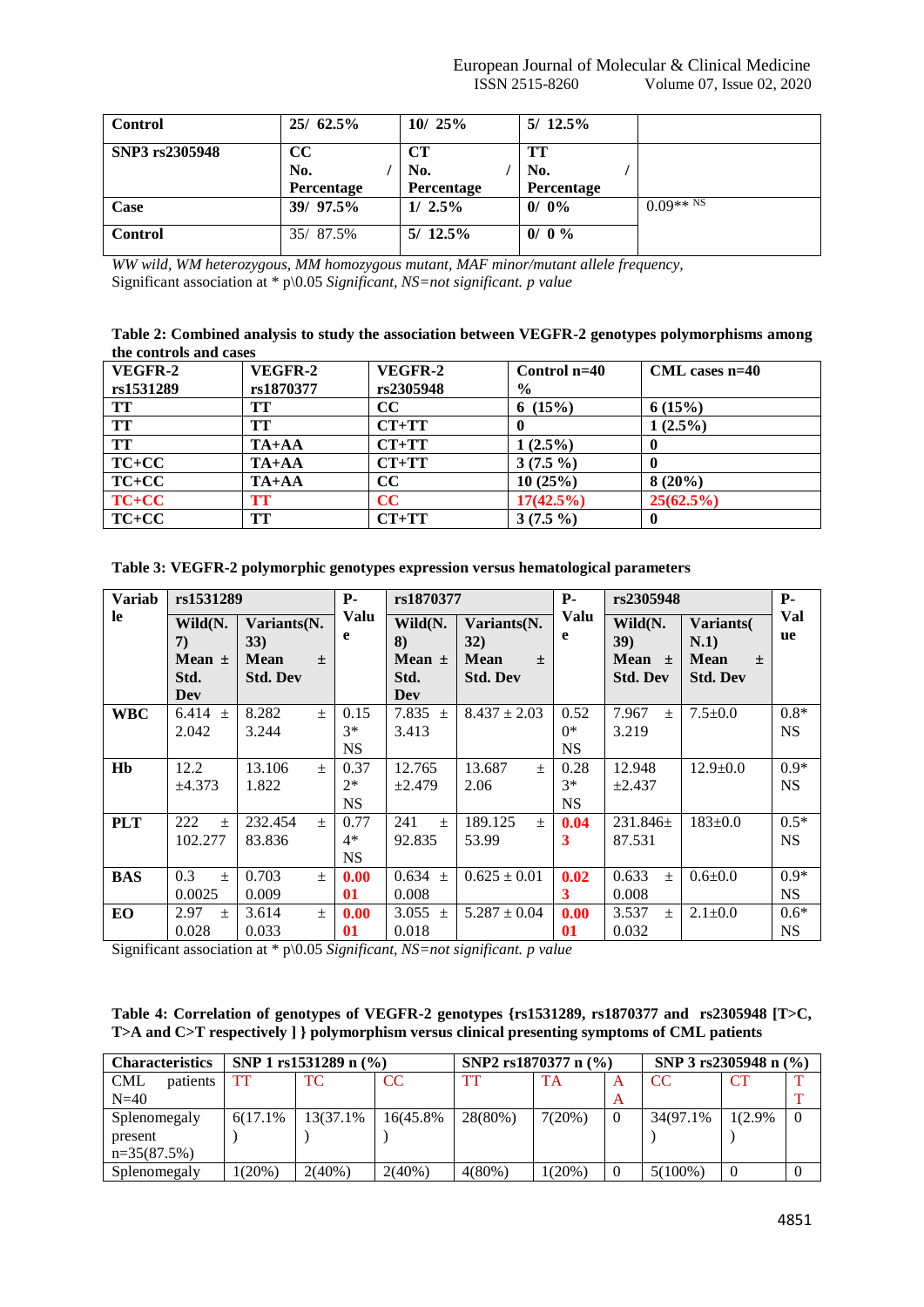| | | | | |
|---|---|---|---|---|
| **Control** | **25/ 62.5%** | **10/ 25%** | **5/ 12.5%** | |
| **SNP3 rs2305948** | **CC No. / Percentage** | **CT No. / Percentage** | **TT No. / Percentage** | |
| **Case** | **39/ 97.5%** | **1/ 2.5%** | **0/ 0%** | 0.09** NS |
| **Control** | 35/ 87.5% | **5/ 12.5%** | **0/ 0 %** | |

*WW wild, WM heterozygous, MM homozygous mutant, MAF minor/mutant allele frequency,*
Significant association at * p\0.05 *Significant, NS=not significant. p value*

**Table 2: Combined analysis to study the association between VEGFR-2 genotypes polymorphisms among the controls and cases**

| VEGFR-2 rs1531289 | VEGFR-2 rs1870377 | VEGFR-2 rs2305948 | Control n=40 % | CML cases n=40 |
|---|---|---|---|---|
| **TT** | **TT** | **CC** | **6 (15%)** | **6 (15%)** |
| **TT** | **TT** | **CT+TT** | **0** | **1 (2.5%)** |
| **TT** | **TA+AA** | **CT+TT** | **1 (2.5%)** | **0** |
| **TC+CC** | **TA+AA** | **CT+TT** | **3 (7.5 %)** | **0** |
| **TC+CC** | **TA+AA** | **CC** | **10 (25%)** | **8 (20%)** |
| **TC+CC** | **TT** | **CC** | **17(42.5%)** | **25(62.5%)** |
| **TC+CC** | **TT** | **CT+TT** | **3 (7.5 %)** | **0** |

**Table 3: VEGFR-2 polymorphic genotypes expression versus hematological parameters**

| Variable | rs1531289 | | P-Value | rs1870377 | | P-Value | rs2305948 | | P-Value |
|---|---|---|---|---|---|---|---|---|---|
| | **Wild(N. 7) Mean ± Std. Dev** | **Variants(N. 33) Mean ± Std. Dev** | | **Wild(N. 8) Mean ± Std. Dev** | **Variants(N. 32) Mean ± Std. Dev** | | **Wild(N. 39) Mean ± Std. Dev** | **Variants( N.1) Mean ± Std. Dev** | |
| **WBC** | 6.414 ± 2.042 | 8.282 ± 3.244 | 0.153* NS | 7.835 ± 3.413 | 8.437 ± 2.03 | 0.520* NS | 7.967 ± 3.219 | 7.5±0.0 | 0.8* NS |
| **Hb** | 12.2 ±4.373 | 13.106 ± 1.822 | 0.372* NS | 12.765 ±2.479 | 13.687 ± 2.06 | 0.283* NS | 12.948 ±2.437 | 12.9±0.0 | 0.9* NS |
| **PLT** | 222 ± 102.277 | 232.454 ± 83.836 | 0.774* NS | 241 ± 92.835 | 189.125 ± 53.99 | **0.043** | 231.846± 87.531 | 183±0.0 | 0.5* NS |
| **BAS** | 0.3 ± 0.0025 | 0.703 ± 0.009 | **0.0001** | 0.634 ± 0.008 | 0.625 ± 0.01 | **0.023** | 0.633 ± 0.008 | 0.6±0.0 | 0.9* NS |
| **EO** | 2.97 ± 0.028 | 3.614 ± 0.033 | **0.0001** | 3.055 ± 0.018 | 5.287 ± 0.04 | **0.0001** | 3.537 ± 0.032 | 2.1±0.0 | 0.6* NS |

Significant association at * p\0.05 *Significant, NS=not significant. p value*

**Table 4: Correlation of genotypes of VEGFR-2 genotypes {rs1531289, rs1870377 and rs2305948 [T>C, T>A and C>T respectively ] } polymorphism versus clinical presenting symptoms of CML patients**

| Characteristics | SNP 1 rs1531289 n (%) | | | SNP2 rs1870377 n (%) | | | SNP 3 rs2305948 n (%) | | |
|---|---|---|---|---|---|---|---|---|---|
| CML patients N=40 | TT | TC | CC | TT | TA | AA | CC | CT | TT |
| Splenomegaly present n=35(87.5%) | 6(17.1%) | 13(37.1%) | 16(45.8%) | 28(80%) | 7(20%) | 0 | 34(97.1%) | 1(2.9%) | 0 |
| Splenomegaly | 1(20%) | 2(40%) | 2(40%) | 4(80%) | 1(20%) | 0 | 5(100%) | 0 | 0 |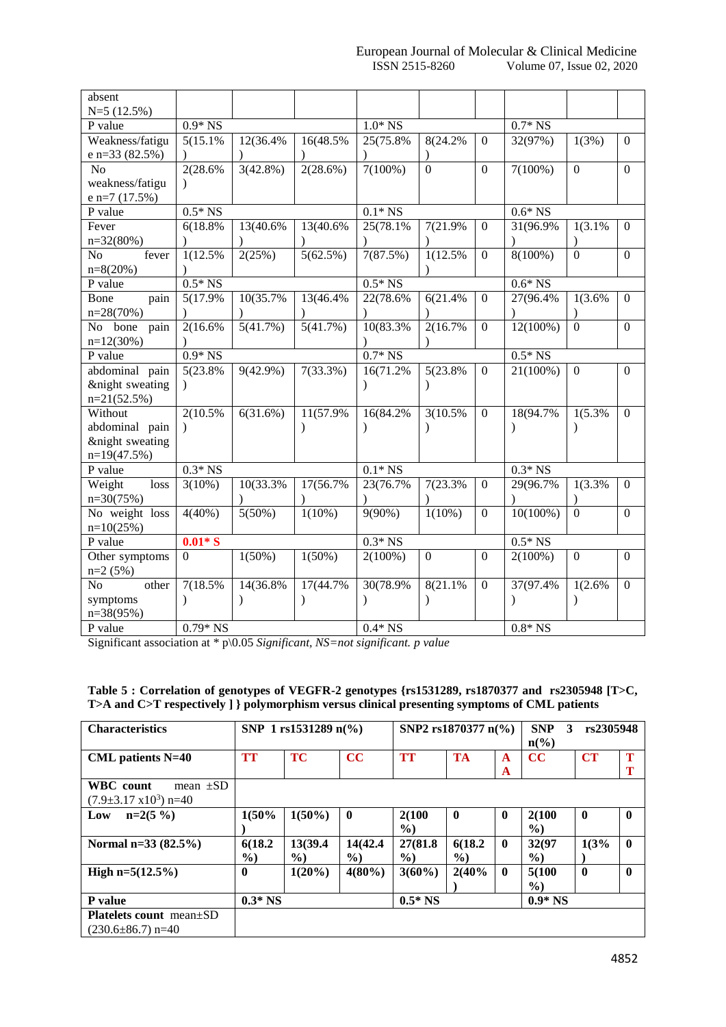| | | | | | | | | | |
|---|---|---|---|---|---|---|---|---|---|
| absent N=5 (12.5%) | | | | | | | | | |
| P value | 0.9* NS | | | 1.0* NS | | | 0.7* NS | | |
| Weakness/fatigue n=33 (82.5%) | 5(15.1%) | 12(36.4%) | 16(48.5%) | 25(75.8%) | 8(24.2%) | 0 | 32(97%) | 1(3%) | 0 |
| No weakness/fatigue n=7 (17.5%) | 2(28.6%) | 3(42.8%) | 2(28.6%) | 7(100%) | 0 | 0 | 7(100%) | 0 | 0 |
| P value | 0.5* NS | | | 0.1* NS | | | 0.6* NS | | |
| Fever n=32(80%) | 6(18.8%) | 13(40.6%) | 13(40.6%) | 25(78.1%) | 7(21.9%) | 0 | 31(96.9%) | 1(3.1%) | 0 |
| No fever n=8(20%) | 1(12.5%) | 2(25%) | 5(62.5%) | 7(87.5%) | 1(12.5%) | 0 | 8(100%) | 0 | 0 |
| P value | 0.5* NS | | | 0.5* NS | | | 0.6* NS | | |
| Bone pain n=28(70%) | 5(17.9%) | 10(35.7%) | 13(46.4%) | 22(78.6%) | 6(21.4%) | 0 | 27(96.4%) | 1(3.6%) | 0 |
| No bone pain n=12(30%) | 2(16.6%) | 5(41.7%) | 5(41.7%) | 10(83.3%) | 2(16.7%) | 0 | 12(100%) | 0 | 0 |
| P value | 0.9* NS | | | 0.7* NS | | | 0.5* NS | | |
| abdominal pain &night sweating n=21(52.5%) | 5(23.8%) | 9(42.9%) | 7(33.3%) | 16(71.2%) | 5(23.8%) | 0 | 21(100%) | 0 | 0 |
| Without abdominal pain &night sweating n=19(47.5%) | 2(10.5%) | 6(31.6%) | 11(57.9%) | 16(84.2%) | 3(10.5%) | 0 | 18(94.7%) | 1(5.3%) | 0 |
| P value | 0.3* NS | | | 0.1* NS | | | 0.3* NS | | |
| Weight loss n=30(75%) | 3(10%) | 10(33.3%) | 17(56.7%) | 23(76.7%) | 7(23.3%) | 0 | 29(96.7%) | 1(3.3%) | 0 |
| No weight loss n=10(25%) | 4(40%) | 5(50%) | 1(10%) | 9(90%) | 1(10%) | 0 | 10(100%) | 0 | 0 |
| P value | **0.01* S** | | | 0.3* NS | | | 0.5* NS | | |
| Other symptoms n=2 (5%) | 0 | 1(50%) | 1(50%) | 2(100%) | 0 | 0 | 2(100%) | 0 | 0 |
| No other symptoms n=38(95%) | 7(18.5%) | 14(36.8%) | 17(44.7%) | 30(78.9%) | 8(21.1%) | 0 | 37(97.4%) | 1(2.6%) | 0 |
| P value | 0.79* NS | | | 0.4* NS | | | 0.8* NS | | |

Significant association at * p\0.05 *Significant, NS=not significant. p value*

**Table 5 : Correlation of genotypes of VEGFR-2 genotypes {rs1531289, rs1870377 and rs2305948 [T>C, T>A and C>T respectively ] } polymorphism versus clinical presenting symptoms of CML patients**

| **Characteristics** | **SNP 1 rs1531289 n(%)** | | | **SNP2 rs1870377 n(%)** | | | **SNP 3 rs2305948 n(%)** | | |
|---|---|---|---|---|---|---|---|---|---|
| **CML patients N=40** | **TT** | **TC** | **CC** | **TT** | **TA** | **AA** | **CC** | **CT** | **TT** |
| **WBC count** mean ±SD ($7.9 \pm 3.17 \times 10^3$) n=40 | | | | | | | | | |
| **Low n=2(5 %)** | **1(50%)** | **1(50%)** | **0** | **2(100%)** | **0** | **0** | **2(100%)** | **0** | **0** |
| **Normal n=33 (82.5%)** | **6(18.2%)** | **13(39.4%)** | **14(42.4%)** | **27(81.8%)** | **6(18.2%)** | **0** | **32(97%)** | **1(3%)** | **0** |
| **High n=5(12.5%)** | **0** | **1(20%)** | **4(80%)** | **3(60%)** | **2(40%)** | **0** | **5(100%)** | **0** | **0** |
| **P value** | **0.3* NS** | | | **0.5* NS** | | | **0.9* NS** | | |
| **Platelets count** mean±SD (230.6±86.7) n=40 | | | | | | | | | |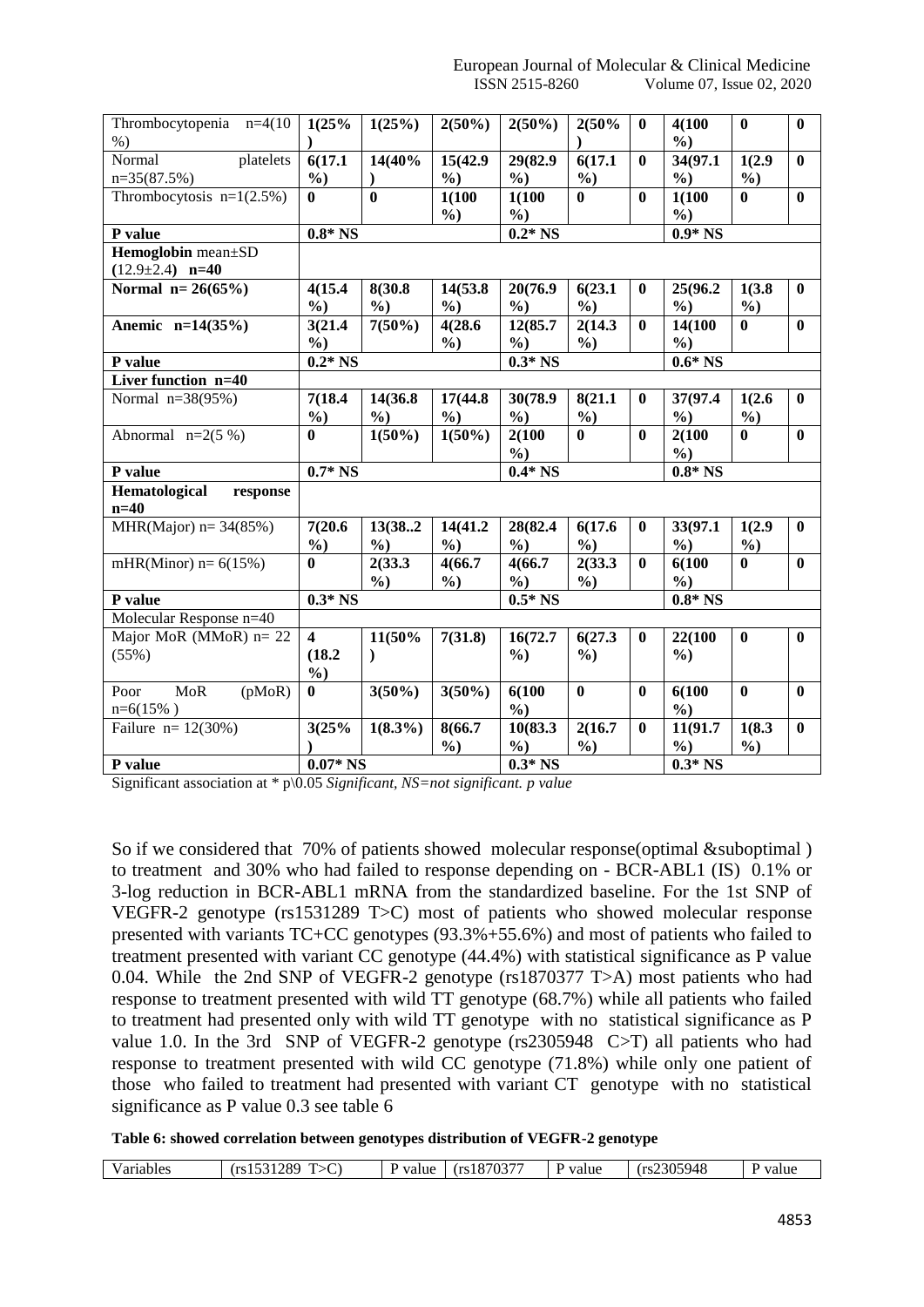| Thrombocytopenia n=4(10%) | **1(25%)** | **1(25%)** | **2(50%)** | **2(50%)** | **2(50%)** | **0** | **4(100%)** | **0** | **0** |
|---|---|---|---|---|---|---|---|---|---|
| Normal platelets n=35(87.5%) | **6(17.1%)** | **14(40%)** | **15(42.9%)** | **29(82.9%)** | **6(17.1%)** | **0** | **34(97.1%)** | **1(2.9%)** | **0** |
| Thrombocytosis n=1(2.5%) | **0** | **0** | **1(100%)** | **1(100%)** | **0** | **0** | **1(100%)** | **0** | **0** |
| **P value** | **0.8* NS** | | | **0.2* NS** | | | **0.9* NS** | | |
| **Hemoglobin** mean±SD **(12.9±2.4) n=40** | | | | | | | | | |
| **Normal n= 26(65%)** | **4(15.4%)** | **8(30.8%)** | **14(53.8%)** | **20(76.9%)** | **6(23.1%)** | **0** | **25(96.2%)** | **1(3.8%)** | **0** |
| **Anemic n=14(35%)** | **3(21.4%)** | **7(50%)** | **4(28.6%)** | **12(85.7%)** | **2(14.3%)** | **0** | **14(100%)** | **0** | **0** |
| **P value** | **0.2* NS** | | | **0.3* NS** | | | **0.6* NS** | | |
| **Liver function n=40** | | | | | | | | | |
| Normal n=38(95%) | **7(18.4%)** | **14(36.8%)** | **17(44.8%)** | **30(78.9%)** | **8(21.1%)** | **0** | **37(97.4%)** | **1(2.6%)** | **0** |
| Abnormal n=2(5 %) | **0** | **1(50%)** | **1(50%)** | **2(100%)** | **0** | **0** | **2(100%)** | **0** | **0** |
| **P value** | **0.7* NS** | | | **0.4* NS** | | | **0.8* NS** | | |
| **Hematological response n=40** | | | | | | | | | |
| MHR(Major) n= 34(85%) | **7(20.6%)** | **13(38..2%)** | **14(41.2%)** | **28(82.4%)** | **6(17.6%)** | **0** | **33(97.1%)** | **1(2.9%)** | **0** |
| mHR(Minor) n= 6(15%) | **0** | **2(33.3%)** | **4(66.7%)** | **4(66.7%)** | **2(33.3%)** | **0** | **6(100%)** | **0** | **0** |
| **P value** | **0.3* NS** | | | **0.5* NS** | | | **0.8* NS** | | |
| Molecular Response n=40 | | | | | | | | | |
| Major MoR (MMoR) n= 22 (55%) | **4 (18.2%)** | **11(50%)** | **7(31.8)** | **16(72.7%)** | **6(27.3%)** | **0** | **22(100%)** | **0** | **0** |
| Poor MoR (pMoR) n=6(15% ) | **0** | **3(50%)** | **3(50%)** | **6(100%)** | **0** | **0** | **6(100%)** | **0** | **0** |
| Failure n= 12(30%) | **3(25%)** | **1(8.3%)** | **8(66.7%)** | **10(83.3%)** | **2(16.7%)** | **0** | **11(91.7%)** | **1(8.3%)** | **0** |
| **P value** | **0.07* NS** | | | **0.3* NS** | | | **0.3* NS** | | |

Significant association at * p\0.05 *Significant, NS=not significant. p value*

So if we considered that 70% of patients showed molecular response(optimal &suboptimal ) to treatment and 30% who had failed to response depending on - BCR-ABL1 (IS) 0.1% or 3-log reduction in BCR-ABL1 mRNA from the standardized baseline. For the 1st SNP of VEGFR-2 genotype (rs1531289 T>C) most of patients who showed molecular response presented with variants TC+CC genotypes (93.3%+55.6%) and most of patients who failed to treatment presented with variant CC genotype (44.4%) with statistical significance as P value 0.04. While the 2nd SNP of VEGFR-2 genotype (rs1870377 T>A) most patients who had response to treatment presented with wild TT genotype (68.7%) while all patients who failed to treatment had presented only with wild TT genotype with no statistical significance as P value 1.0. In the 3rd SNP of VEGFR-2 genotype (rs2305948 C>T) all patients who had response to treatment presented with wild CC genotype (71.8%) while only one patient of those who failed to treatment had presented with variant CT genotype with no statistical significance as P value 0.3 see table 6

**Table 6: showed correlation between genotypes distribution of VEGFR-2 genotype**

| Variables | (rs1531289 T>C) | P value | (rs1870377 | P value | (rs2305948 | P value |
|---|---|---|---|---|---|---|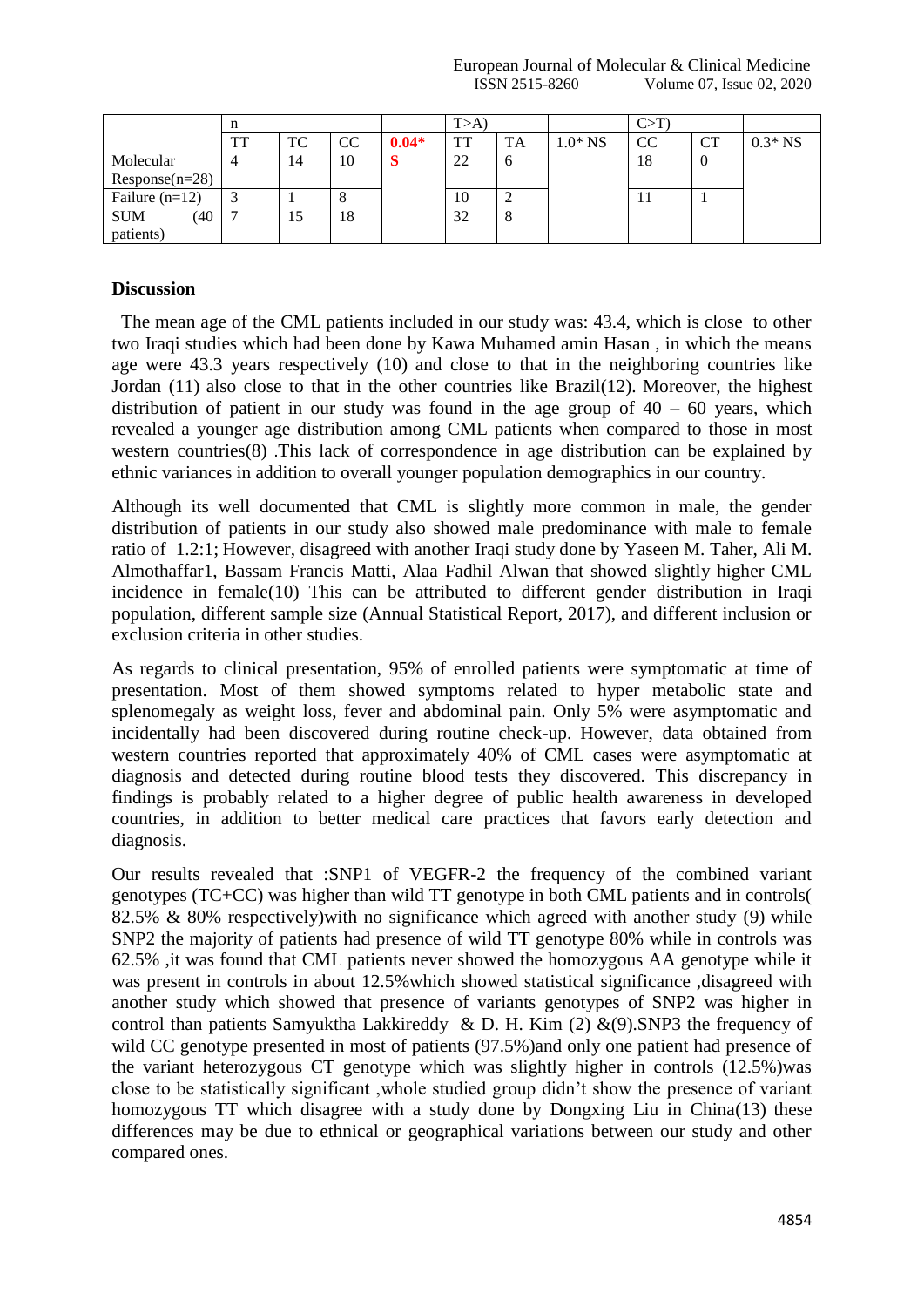| | n | | | | T>A) | | | C>T) | | |
|---|---|---|---|---|---|---|---|---|---|---|
| | TT | TC | CC | **0.04* S** | TT | TA | 1.0* NS | CC | CT | 0.3* NS |
| Molecular Response(n=28) | 4 | 14 | 10 | | 22 | 6 | | 18 | 0 | |
| Failure (n=12) | 3 | 1 | 8 | | 10 | 2 | | 11 | 1 | |
| SUM (40 patients) | 7 | 15 | 18 | | 32 | 8 | | | | |

## Discussion

The mean age of the CML patients included in our study was: 43.4, which is close to other two Iraqi studies which had been done by Kawa Muhamed amin Hasan , in which the means age were 43.3 years respectively (10) and close to that in the neighboring countries like Jordan (11) also close to that in the other countries like Brazil(12). Moreover, the highest distribution of patient in our study was found in the age group of 40 – 60 years, which revealed a younger age distribution among CML patients when compared to those in most western countries(8) .This lack of correspondence in age distribution can be explained by ethnic variances in addition to overall younger population demographics in our country.

Although its well documented that CML is slightly more common in male, the gender distribution of patients in our study also showed male predominance with male to female ratio of 1.2:1; However, disagreed with another Iraqi study done by Yaseen M. Taher, Ali M. Almothaffar1, Bassam Francis Matti, Alaa Fadhil Alwan that showed slightly higher CML incidence in female(10) This can be attributed to different gender distribution in Iraqi population, different sample size (Annual Statistical Report, 2017), and different inclusion or exclusion criteria in other studies.

As regards to clinical presentation, 95% of enrolled patients were symptomatic at time of presentation. Most of them showed symptoms related to hyper metabolic state and splenomegaly as weight loss, fever and abdominal pain. Only 5% were asymptomatic and incidentally had been discovered during routine check-up. However, data obtained from western countries reported that approximately 40% of CML cases were asymptomatic at diagnosis and detected during routine blood tests they discovered. This discrepancy in findings is probably related to a higher degree of public health awareness in developed countries, in addition to better medical care practices that favors early detection and diagnosis.

Our results revealed that :SNP1 of VEGFR-2 the frequency of the combined variant genotypes (TC+CC) was higher than wild TT genotype in both CML patients and in controls( 82.5% & 80% respectively)with no significance which agreed with another study (9) while SNP2 the majority of patients had presence of wild TT genotype 80% while in controls was 62.5% ,it was found that CML patients never showed the homozygous AA genotype while it was present in controls in about 12.5%which showed statistical significance ,disagreed with another study which showed that presence of variants genotypes of SNP2 was higher in control than patients Samyuktha Lakkireddy & D. H. Kim (2) &(9).SNP3 the frequency of wild CC genotype presented in most of patients (97.5%)and only one patient had presence of the variant heterozygous CT genotype which was slightly higher in controls (12.5%)was close to be statistically significant ,whole studied group didn't show the presence of variant homozygous TT which disagree with a study done by Dongxing Liu in China(13) these differences may be due to ethnical or geographical variations between our study and other compared ones.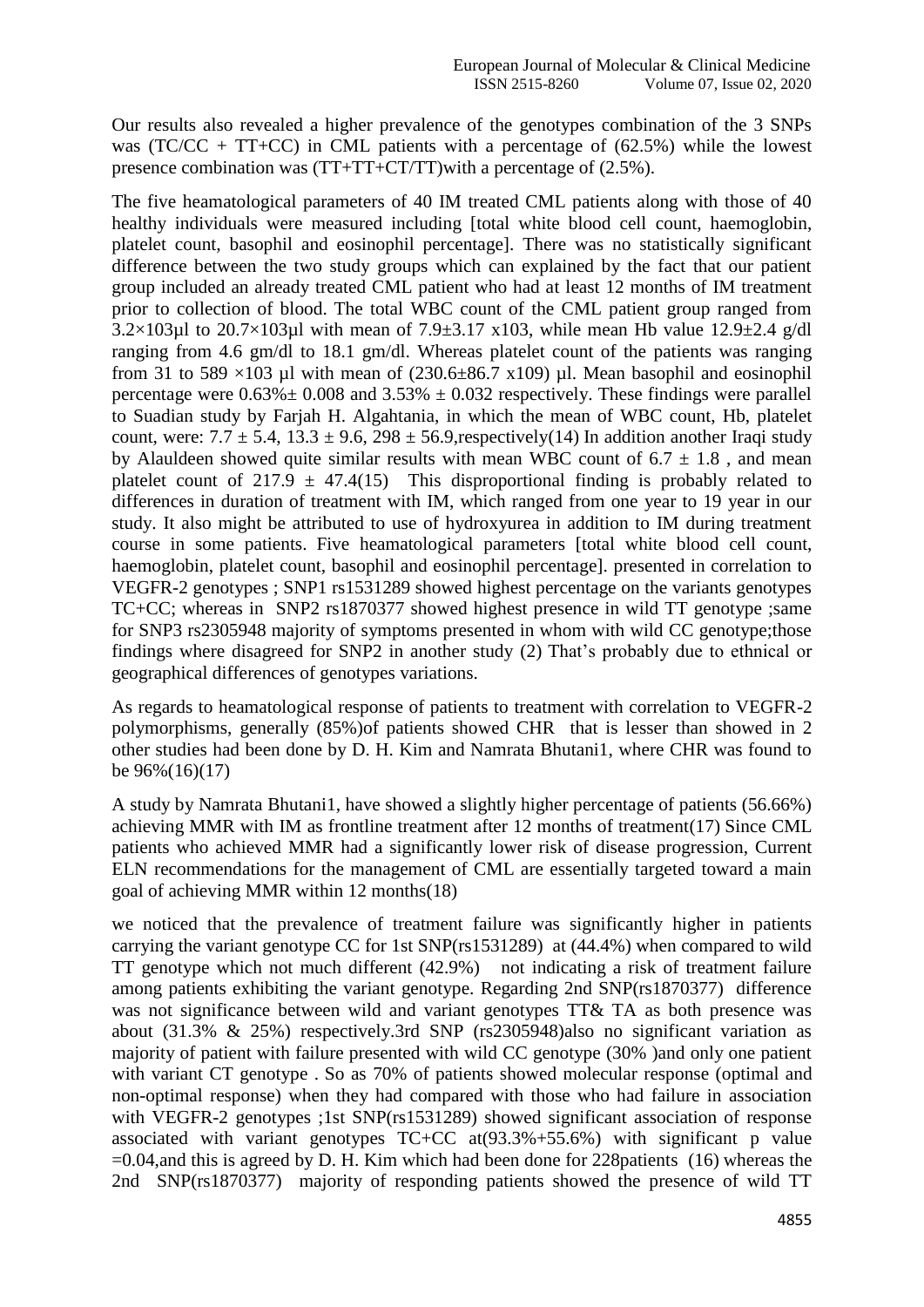Our results also revealed a higher prevalence of the genotypes combination of the 3 SNPs was (TC/CC + TT+CC) in CML patients with a percentage of (62.5%) while the lowest presence combination was (TT+TT+CT/TT)with a percentage of (2.5%).

The five heamatological parameters of 40 IM treated CML patients along with those of 40 healthy individuals were measured including [total white blood cell count, haemoglobin, platelet count, basophil and eosinophil percentage]. There was no statistically significant difference between the two study groups which can explained by the fact that our patient group included an already treated CML patient who had at least 12 months of IM treatment prior to collection of blood. The total WBC count of the CML patient group ranged from $3.2\times10^3$µl to $20.7\times10^3$µl with mean of $7.9\pm3.17$ x$10^3$, while mean Hb value $12.9\pm2.4$ g/dl ranging from 4.6 gm/dl to 18.1 gm/dl. Whereas platelet count of the patients was ranging from 31 to 589 $\times10^3$ µl with mean of ($230.6\pm86.7$ x$10^9$) µl. Mean basophil and eosinophil percentage were $0.63\%\pm 0.008$ and $3.53\% \pm 0.032$ respectively. These findings were parallel to Suadian study by Farjah H. Algahtania, in which the mean of WBC count, Hb, platelet count, were: $7.7 \pm 5.4$, $13.3 \pm 9.6$, $298 \pm 56.9$,respectively(14) In addition another Iraqi study by Alauldeen showed quite similar results with mean WBC count of $6.7 \pm 1.8$ , and mean platelet count of $217.9 \pm 47.4$(15) This disproportional finding is probably related to differences in duration of treatment with IM, which ranged from one year to 19 year in our study. It also might be attributed to use of hydroxyurea in addition to IM during treatment course in some patients. Five heamatological parameters [total white blood cell count, haemoglobin, platelet count, basophil and eosinophil percentage]. presented in correlation to VEGFR-2 genotypes ; SNP1 rs1531289 showed highest percentage on the variants genotypes TC+CC; whereas in SNP2 rs1870377 showed highest presence in wild TT genotype ;same for SNP3 rs2305948 majority of symptoms presented in whom with wild CC genotype;those findings where disagreed for SNP2 in another study (2) That's probably due to ethnical or geographical differences of genotypes variations.

As regards to heamatological response of patients to treatment with correlation to VEGFR-2 polymorphisms, generally (85%)of patients showed CHR that is lesser than showed in 2 other studies had been done by D. H. Kim and Namrata Bhutani1, where CHR was found to be 96%(16)(17)

A study by Namrata Bhutani1, have showed a slightly higher percentage of patients (56.66%) achieving MMR with IM as frontline treatment after 12 months of treatment(17) Since CML patients who achieved MMR had a significantly lower risk of disease progression, Current ELN recommendations for the management of CML are essentially targeted toward a main goal of achieving MMR within 12 months(18)

we noticed that the prevalence of treatment failure was significantly higher in patients carrying the variant genotype CC for 1st SNP(rs1531289) at (44.4%) when compared to wild TT genotype which not much different (42.9%) not indicating a risk of treatment failure among patients exhibiting the variant genotype. Regarding 2nd SNP(rs1870377) difference was not significance between wild and variant genotypes TT& TA as both presence was about (31.3% & 25%) respectively.3rd SNP (rs2305948)also no significant variation as majority of patient with failure presented with wild CC genotype (30% )and only one patient with variant CT genotype . So as 70% of patients showed molecular response (optimal and non-optimal response) when they had compared with those who had failure in association with VEGFR-2 genotypes ;1st SNP(rs1531289) showed significant association of response associated with variant genotypes TC+CC at(93.3%+55.6%) with significant p value =0.04,and this is agreed by D. H. Kim which had been done for 228patients (16) whereas the 2nd SNP(rs1870377) majority of responding patients showed the presence of wild TT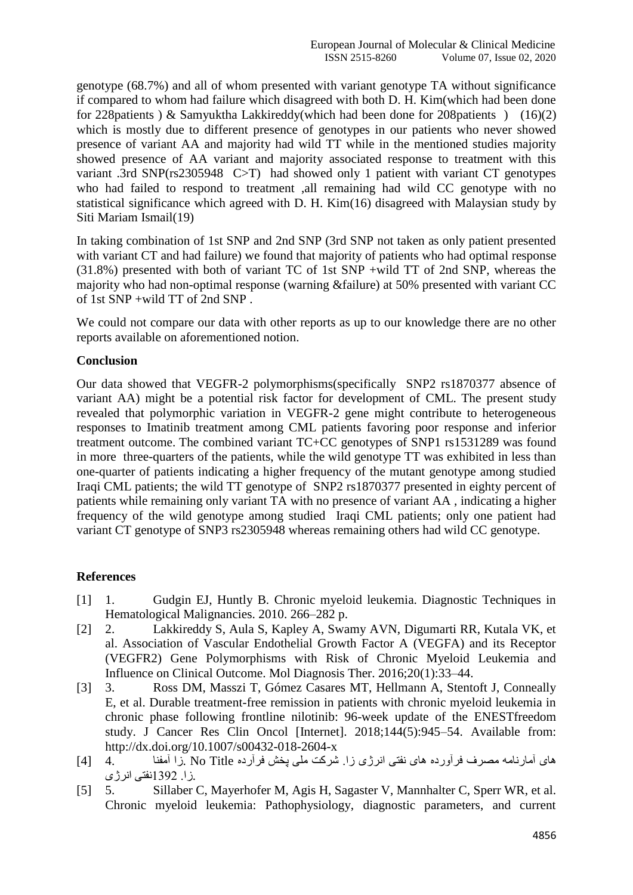genotype (68.7%) and all of whom presented with variant genotype TA without significance if compared to whom had failure which disagreed with both D. H. Kim(which had been done for 228patients ) & Samyuktha Lakkireddy(which had been done for 208patients ) (16)(2) which is mostly due to different presence of genotypes in our patients who never showed presence of variant AA and majority had wild TT while in the mentioned studies majority showed presence of AA variant and majority associated response to treatment with this variant .3rd SNP(rs2305948 C>T) had showed only 1 patient with variant CT genotypes who had failed to respond to treatment ,all remaining had wild CC genotype with no statistical significance which agreed with D. H. Kim(16) disagreed with Malaysian study by Siti Mariam Ismail(19)

In taking combination of 1st SNP and 2nd SNP (3rd SNP not taken as only patient presented with variant CT and had failure) we found that majority of patients who had optimal response (31.8%) presented with both of variant TC of 1st SNP +wild TT of 2nd SNP, whereas the majority who had non-optimal response (warning &failure) at 50% presented with variant CC of 1st SNP +wild TT of 2nd SNP .

We could not compare our data with other reports as up to our knowledge there are no other reports available on aforementioned notion.

## Conclusion

Our data showed that VEGFR-2 polymorphisms(specifically SNP2 rs1870377 absence of variant AA) might be a potential risk factor for development of CML. The present study revealed that polymorphic variation in VEGFR-2 gene might contribute to heterogeneous responses to Imatinib treatment among CML patients favoring poor response and inferior treatment outcome. The combined variant TC+CC genotypes of SNP1 rs1531289 was found in more three-quarters of the patients, while the wild genotype TT was exhibited in less than one-quarter of patients indicating a higher frequency of the mutant genotype among studied Iraqi CML patients; the wild TT genotype of SNP2 rs1870377 presented in eighty percent of patients while remaining only variant TA with no presence of variant AA , indicating a higher frequency of the wild genotype among studied Iraqi CML patients; only one patient had variant CT genotype of SNP3 rs2305948 whereas remaining others had wild CC genotype.

## References

[1] 1. Gudgin EJ, Huntly B. Chronic myeloid leukemia. Diagnostic Techniques in Hematological Malignancies. 2010. 266–282 p.

[2] 2. Lakkireddy S, Aula S, Kapley A, Swamy AVN, Digumarti RR, Kutala VK, et al. Association of Vascular Endothelial Growth Factor A (VEGFA) and its Receptor (VEGFR2) Gene Polymorphisms with Risk of Chronic Myeloid Leukemia and Influence on Clinical Outcome. Mol Diagnosis Ther. 2016;20(1):33–44.

[3] 3. Ross DM, Masszi T, Gómez Casares MT, Hellmann A, Stentoft J, Conneally E, et al. Durable treatment-free remission in patients with chronic myeloid leukemia in chronic phase following frontline nilotinib: 96-week update of the ENESTfreedom study. J Cancer Res Clin Oncol [Internet]. 2018;144(5):945–54. Available from: http://dx.doi.org/10.1007/s00432-018-2604-x

[4] 4. های آمارنامه مصرف فرآورده های نفتی انرژی زا. شرکت ملی پخش فرآرده No Title .زا آمفنا .زا. 1392نفتی انرژی

[5] 5. Sillaber C, Mayerhofer M, Agis H, Sagaster V, Mannhalter C, Sperr WR, et al. Chronic myeloid leukemia: Pathophysiology, diagnostic parameters, and current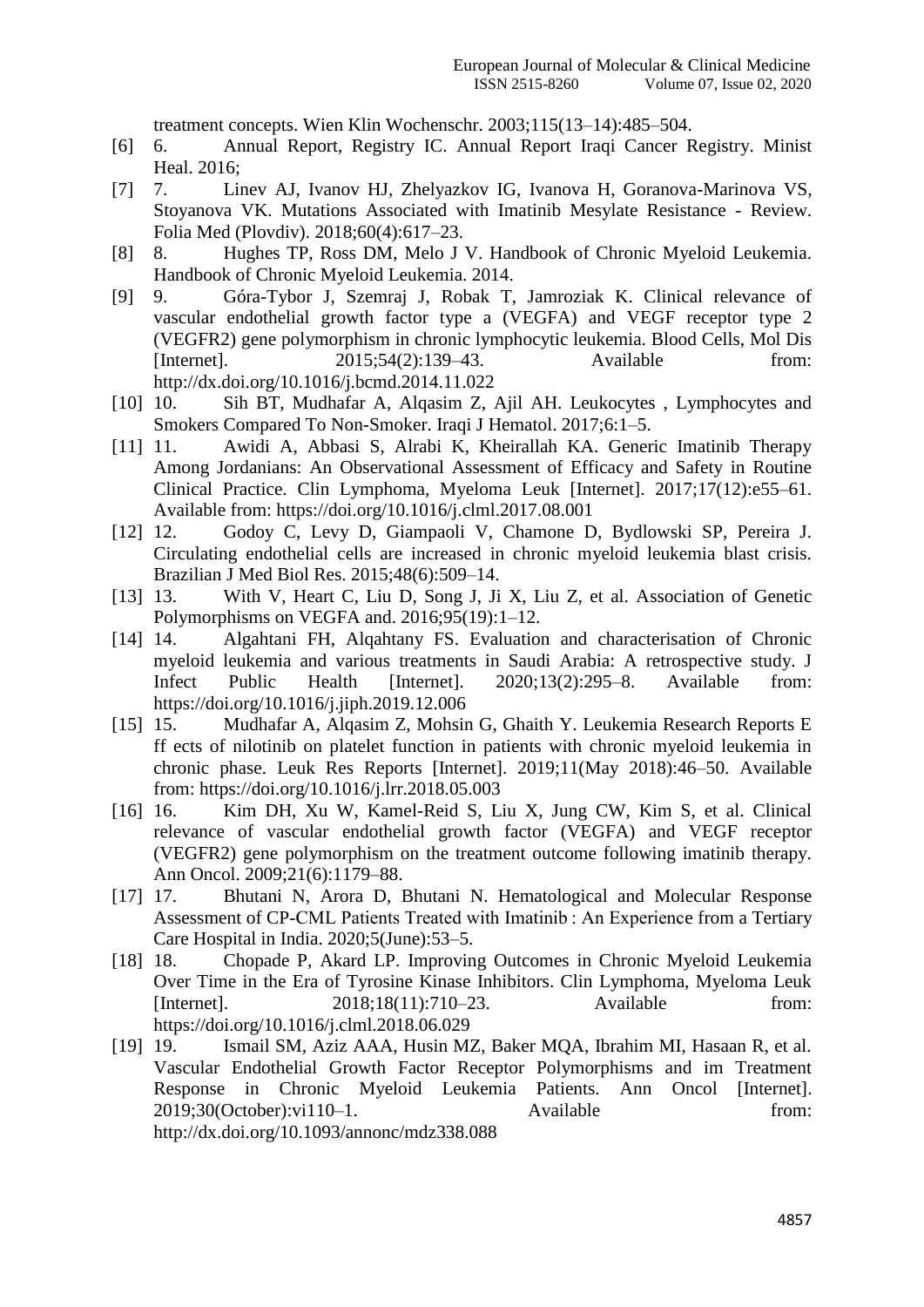treatment concepts. Wien Klin Wochenschr. 2003;115(13–14):485–504.

[6] 6. Annual Report, Registry IC. Annual Report Iraqi Cancer Registry. Minist Heal. 2016;

[7] 7. Linev AJ, Ivanov HJ, Zhelyazkov IG, Ivanova H, Goranova-Marinova VS, Stoyanova VK. Mutations Associated with Imatinib Mesylate Resistance - Review. Folia Med (Plovdiv). 2018;60(4):617–23.

[8] 8. Hughes TP, Ross DM, Melo J V. Handbook of Chronic Myeloid Leukemia. Handbook of Chronic Myeloid Leukemia. 2014.

[9] 9. Góra-Tybor J, Szemraj J, Robak T, Jamroziak K. Clinical relevance of vascular endothelial growth factor type a (VEGFA) and VEGF receptor type 2 (VEGFR2) gene polymorphism in chronic lymphocytic leukemia. Blood Cells, Mol Dis [Internet]. 2015;54(2):139–43. Available from: http://dx.doi.org/10.1016/j.bcmd.2014.11.022

[10] 10. Sih BT, Mudhafar A, Alqasim Z, Ajil AH. Leukocytes , Lymphocytes and Smokers Compared To Non-Smoker. Iraqi J Hematol. 2017;6:1–5.

[11] 11. Awidi A, Abbasi S, Alrabi K, Kheirallah KA. Generic Imatinib Therapy Among Jordanians: An Observational Assessment of Efficacy and Safety in Routine Clinical Practice. Clin Lymphoma, Myeloma Leuk [Internet]. 2017;17(12):e55–61. Available from: https://doi.org/10.1016/j.clml.2017.08.001

[12] 12. Godoy C, Levy D, Giampaoli V, Chamone D, Bydlowski SP, Pereira J. Circulating endothelial cells are increased in chronic myeloid leukemia blast crisis. Brazilian J Med Biol Res. 2015;48(6):509–14.

[13] 13. With V, Heart C, Liu D, Song J, Ji X, Liu Z, et al. Association of Genetic Polymorphisms on VEGFA and. 2016;95(19):1–12.

[14] 14. Algahtani FH, Alqahtany FS. Evaluation and characterisation of Chronic myeloid leukemia and various treatments in Saudi Arabia: A retrospective study. J Infect Public Health [Internet]. 2020;13(2):295–8. Available from: https://doi.org/10.1016/j.jiph.2019.12.006

[15] 15. Mudhafar A, Alqasim Z, Mohsin G, Ghaith Y. Leukemia Research Reports E ff ects of nilotinib on platelet function in patients with chronic myeloid leukemia in chronic phase. Leuk Res Reports [Internet]. 2019;11(May 2018):46–50. Available from: https://doi.org/10.1016/j.lrr.2018.05.003

[16] 16. Kim DH, Xu W, Kamel-Reid S, Liu X, Jung CW, Kim S, et al. Clinical relevance of vascular endothelial growth factor (VEGFA) and VEGF receptor (VEGFR2) gene polymorphism on the treatment outcome following imatinib therapy. Ann Oncol. 2009;21(6):1179–88.

[17] 17. Bhutani N, Arora D, Bhutani N. Hematological and Molecular Response Assessment of CP-CML Patients Treated with Imatinib : An Experience from a Tertiary Care Hospital in India. 2020;5(June):53–5.

[18] 18. Chopade P, Akard LP. Improving Outcomes in Chronic Myeloid Leukemia Over Time in the Era of Tyrosine Kinase Inhibitors. Clin Lymphoma, Myeloma Leuk [Internet]. 2018;18(11):710–23. Available from: https://doi.org/10.1016/j.clml.2018.06.029

[19] 19. Ismail SM, Aziz AAA, Husin MZ, Baker MQA, Ibrahim MI, Hasaan R, et al. Vascular Endothelial Growth Factor Receptor Polymorphisms and im Treatment Response in Chronic Myeloid Leukemia Patients. Ann Oncol [Internet]. 2019;30(October):vi110–1. Available from: http://dx.doi.org/10.1093/annonc/mdz338.088